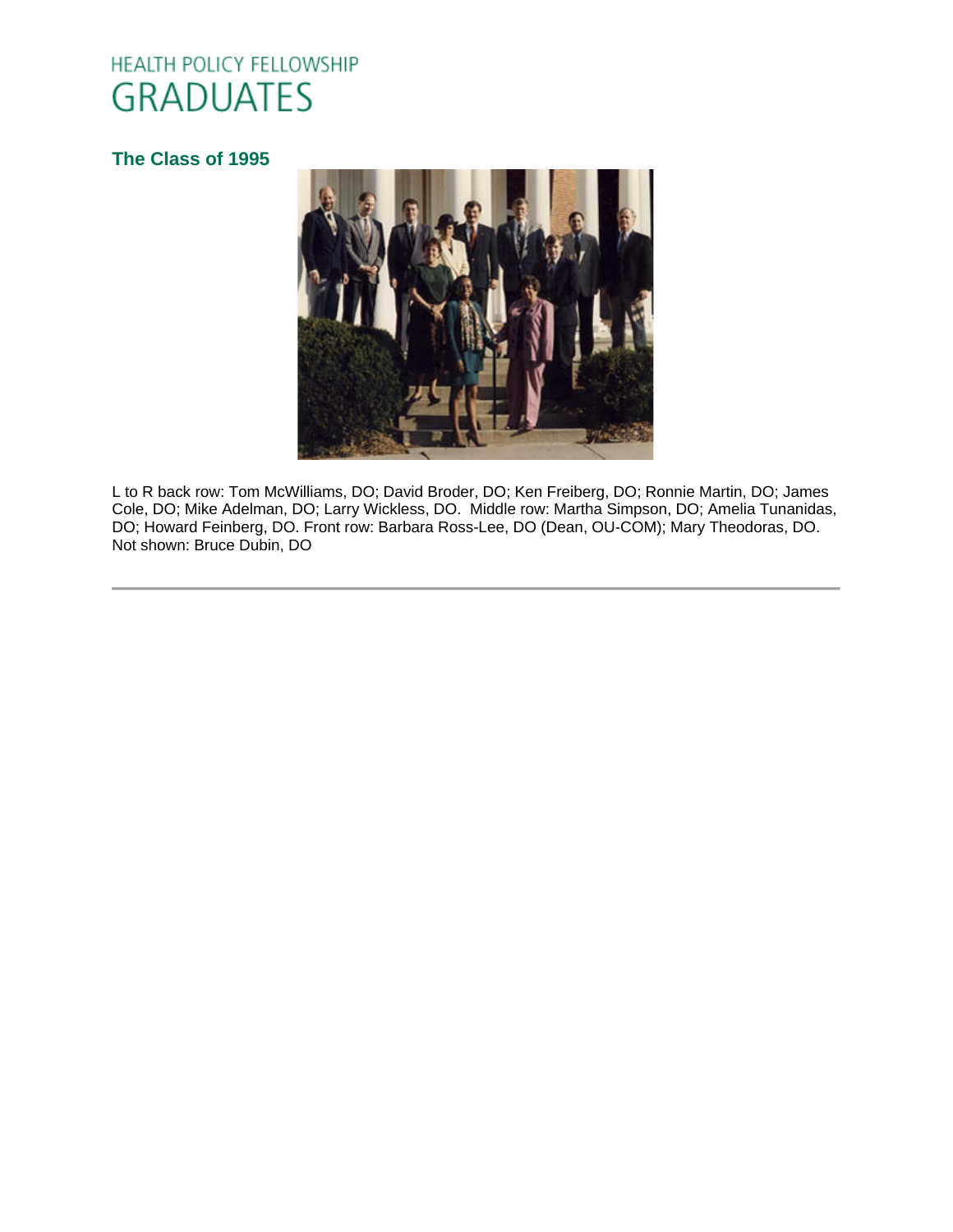HEALTH POLICY FELLOWSHIP

# GRADUATES

### The Class of 1995

L to R back row: Tom McWilliams, DO; David Broder, DO; Ken Freiberg, DO; Ronnie Martin, DO; James Cole, DO; Mike Adelman, DO; Larry Wickless, DO. Middle row: Martha Simpson, DO; Amelia Tunanidas, DO; Howard Feinberg, DO. Front row: Barbara Ross-Lee, DO (Dean, OU-COM); Mary Theodoras, DO. Not shown: Bruce Dubin, DO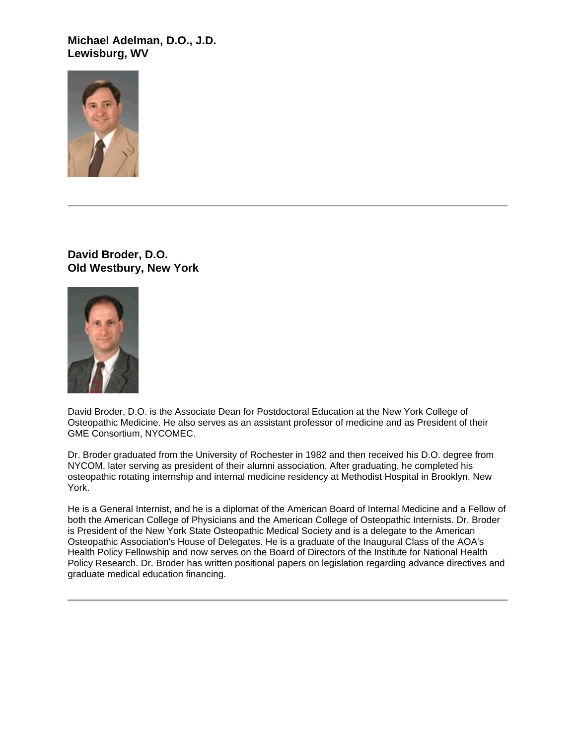**Michael Adelman, D.O., J.D.**
**Lewisburg, WV**

---

**David Broder, D.O.**
**Old Westbury, New York**

David Broder, D.O. is the Associate Dean for Postdoctoral Education at the New York College of Osteopathic Medicine. He also serves as an assistant professor of medicine and as President of their GME Consortium, NYCOMEC.

Dr. Broder graduated from the University of Rochester in 1982 and then received his D.O. degree from NYCOM, later serving as president of their alumni association. After graduating, he completed his osteopathic rotating internship and internal medicine residency at Methodist Hospital in Brooklyn, New York.

He is a General Internist, and he is a diplomat of the American Board of Internal Medicine and a Fellow of both the American College of Physicians and the American College of Osteopathic Internists. Dr. Broder is President of the New York State Osteopathic Medical Society and is a delegate to the American Osteopathic Association's House of Delegates. He is a graduate of the Inaugural Class of the AOA's Health Policy Fellowship and now serves on the Board of Directors of the Institute for National Health Policy Research. Dr. Broder has written positional papers on legislation regarding advance directives and graduate medical education financing.

---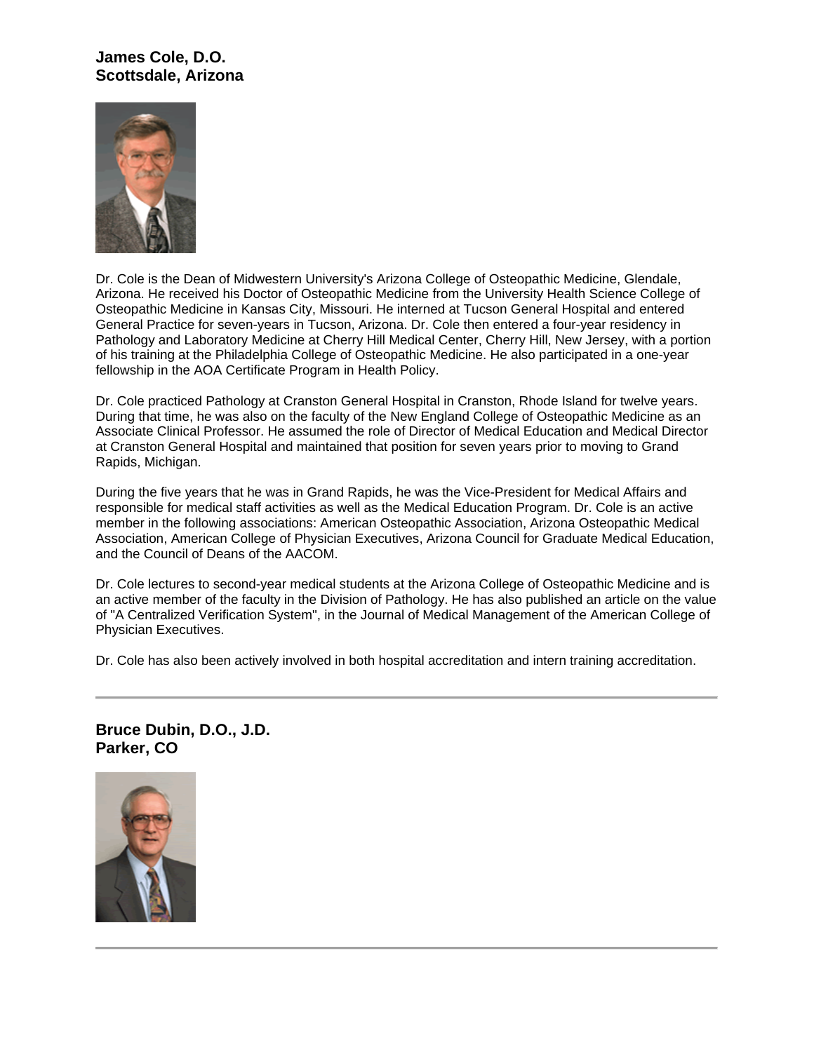## James Cole, D.O.
## Scottsdale, Arizona

Dr. Cole is the Dean of Midwestern University's Arizona College of Osteopathic Medicine, Glendale, Arizona. He received his Doctor of Osteopathic Medicine from the University Health Science College of Osteopathic Medicine in Kansas City, Missouri. He interned at Tucson General Hospital and entered General Practice for seven-years in Tucson, Arizona. Dr. Cole then entered a four-year residency in Pathology and Laboratory Medicine at Cherry Hill Medical Center, Cherry Hill, New Jersey, with a portion of his training at the Philadelphia College of Osteopathic Medicine. He also participated in a one-year fellowship in the AOA Certificate Program in Health Policy.

Dr. Cole practiced Pathology at Cranston General Hospital in Cranston, Rhode Island for twelve years. During that time, he was also on the faculty of the New England College of Osteopathic Medicine as an Associate Clinical Professor. He assumed the role of Director of Medical Education and Medical Director at Cranston General Hospital and maintained that position for seven years prior to moving to Grand Rapids, Michigan.

During the five years that he was in Grand Rapids, he was the Vice-President for Medical Affairs and responsible for medical staff activities as well as the Medical Education Program. Dr. Cole is an active member in the following associations: American Osteopathic Association, Arizona Osteopathic Medical Association, American College of Physician Executives, Arizona Council for Graduate Medical Education, and the Council of Deans of the AACOM.

Dr. Cole lectures to second-year medical students at the Arizona College of Osteopathic Medicine and is an active member of the faculty in the Division of Pathology. He has also published an article on the value of "A Centralized Verification System", in the Journal of Medical Management of the American College of Physician Executives.

Dr. Cole has also been actively involved in both hospital accreditation and intern training accreditation.

---

## Bruce Dubin, D.O., J.D.
## Parker, CO

---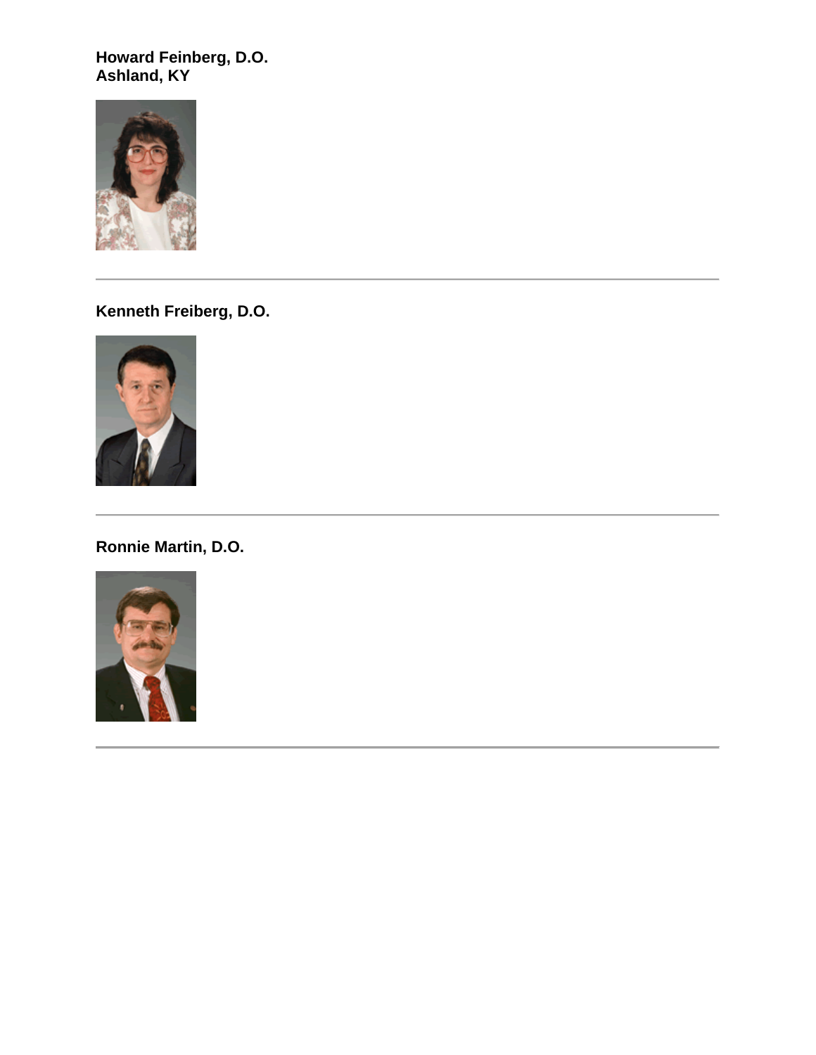**Howard Feinberg, D.O.**
**Ashland, KY**

---

**Kenneth Freiberg, D.O.**

---

**Ronnie Martin, D.O.**

---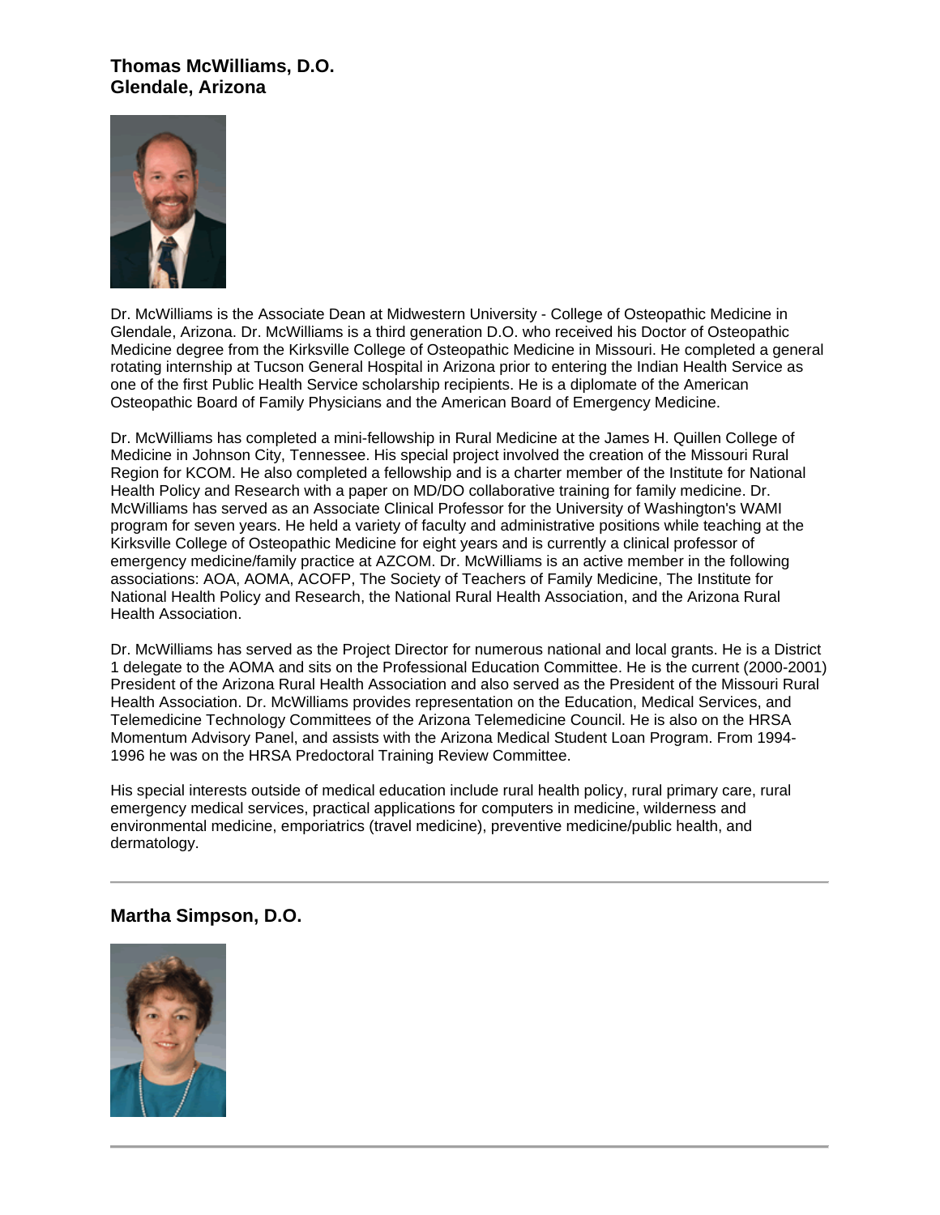### Thomas McWilliams, D.O.
### Glendale, Arizona

Dr. McWilliams is the Associate Dean at Midwestern University - College of Osteopathic Medicine in Glendale, Arizona. Dr. McWilliams is a third generation D.O. who received his Doctor of Osteopathic Medicine degree from the Kirksville College of Osteopathic Medicine in Missouri. He completed a general rotating internship at Tucson General Hospital in Arizona prior to entering the Indian Health Service as one of the first Public Health Service scholarship recipients. He is a diplomate of the American Osteopathic Board of Family Physicians and the American Board of Emergency Medicine.

Dr. McWilliams has completed a mini-fellowship in Rural Medicine at the James H. Quillen College of Medicine in Johnson City, Tennessee. His special project involved the creation of the Missouri Rural Region for KCOM. He also completed a fellowship and is a charter member of the Institute for National Health Policy and Research with a paper on MD/DO collaborative training for family medicine. Dr. McWilliams has served as an Associate Clinical Professor for the University of Washington's WAMI program for seven years. He held a variety of faculty and administrative positions while teaching at the Kirksville College of Osteopathic Medicine for eight years and is currently a clinical professor of emergency medicine/family practice at AZCOM. Dr. McWilliams is an active member in the following associations: AOA, AOMA, ACOFP, The Society of Teachers of Family Medicine, The Institute for National Health Policy and Research, the National Rural Health Association, and the Arizona Rural Health Association.

Dr. McWilliams has served as the Project Director for numerous national and local grants. He is a District 1 delegate to the AOMA and sits on the Professional Education Committee. He is the current (2000-2001) President of the Arizona Rural Health Association and also served as the President of the Missouri Rural Health Association. Dr. McWilliams provides representation on the Education, Medical Services, and Telemedicine Technology Committees of the Arizona Telemedicine Council. He is also on the HRSA Momentum Advisory Panel, and assists with the Arizona Medical Student Loan Program. From 1994-1996 he was on the HRSA Predoctoral Training Review Committee.

His special interests outside of medical education include rural health policy, rural primary care, rural emergency medical services, practical applications for computers in medicine, wilderness and environmental medicine, emporiatrics (travel medicine), preventive medicine/public health, and dermatology.

---

### Martha Simpson, D.O.

---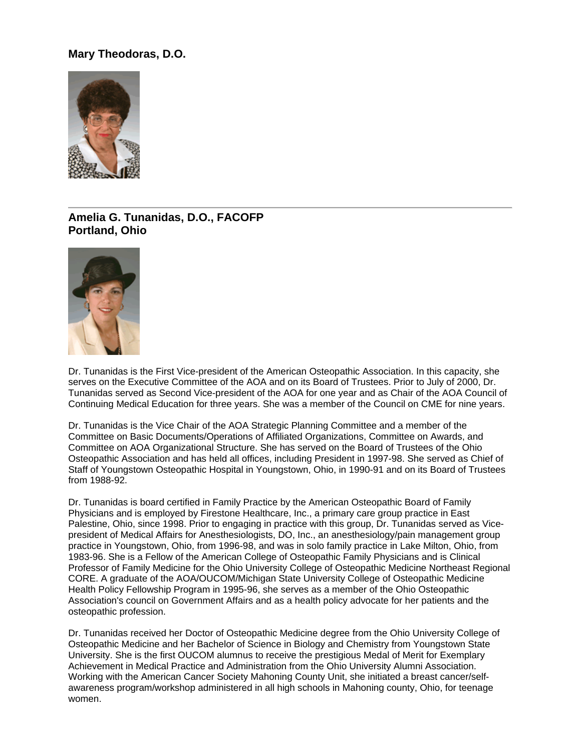### Mary Theodoras, D.O.

---

### Amelia G. Tunanidas, D.O., FACOFP
### Portland, Ohio

Dr. Tunanidas is the First Vice-president of the American Osteopathic Association. In this capacity, she serves on the Executive Committee of the AOA and on its Board of Trustees. Prior to July of 2000, Dr. Tunanidas served as Second Vice-president of the AOA for one year and as Chair of the AOA Council of Continuing Medical Education for three years. She was a member of the Council on CME for nine years.

Dr. Tunanidas is the Vice Chair of the AOA Strategic Planning Committee and a member of the Committee on Basic Documents/Operations of Affiliated Organizations, Committee on Awards, and Committee on AOA Organizational Structure. She has served on the Board of Trustees of the Ohio Osteopathic Association and has held all offices, including President in 1997-98. She served as Chief of Staff of Youngstown Osteopathic Hospital in Youngstown, Ohio, in 1990-91 and on its Board of Trustees from 1988-92.

Dr. Tunanidas is board certified in Family Practice by the American Osteopathic Board of Family Physicians and is employed by Firestone Healthcare, Inc., a primary care group practice in East Palestine, Ohio, since 1998. Prior to engaging in practice with this group, Dr. Tunanidas served as Vice-president of Medical Affairs for Anesthesiologists, DO, Inc., an anesthesiology/pain management group practice in Youngstown, Ohio, from 1996-98, and was in solo family practice in Lake Milton, Ohio, from 1983-96. She is a Fellow of the American College of Osteopathic Family Physicians and is Clinical Professor of Family Medicine for the Ohio University College of Osteopathic Medicine Northeast Regional CORE. A graduate of the AOA/OUCOM/Michigan State University College of Osteopathic Medicine Health Policy Fellowship Program in 1995-96, she serves as a member of the Ohio Osteopathic Association's council on Government Affairs and as a health policy advocate for her patients and the osteopathic profession.

Dr. Tunanidas received her Doctor of Osteopathic Medicine degree from the Ohio University College of Osteopathic Medicine and her Bachelor of Science in Biology and Chemistry from Youngstown State University. She is the first OUCOM alumnus to receive the prestigious Medal of Merit for Exemplary Achievement in Medical Practice and Administration from the Ohio University Alumni Association. Working with the American Cancer Society Mahoning County Unit, she initiated a breast cancer/self-awareness program/workshop administered in all high schools in Mahoning county, Ohio, for teenage women.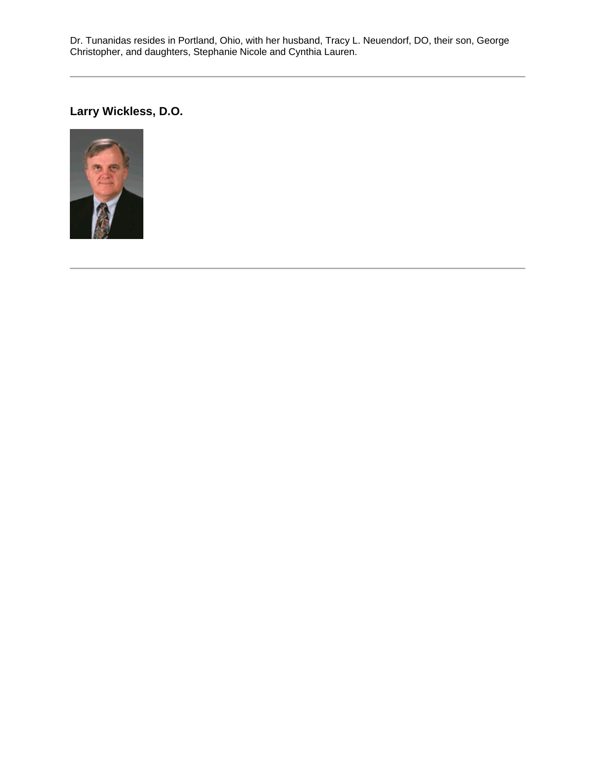Dr. Tunanidas resides in Portland, Ohio, with her husband, Tracy L. Neuendorf, DO, their son, George Christopher, and daughters, Stephanie Nicole and Cynthia Lauren.

---

### Larry Wickless, D.O.

---